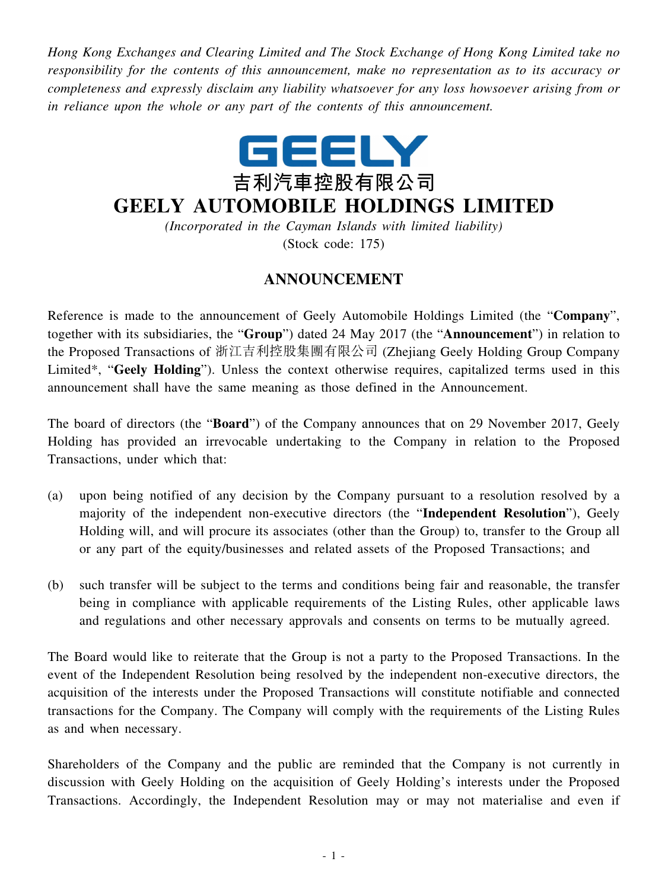*Hong Kong Exchanges and Clearing Limited and The Stock Exchange of Hong Kong Limited take no responsibility for the contents of this announcement, make no representation as to its accuracy or completeness and expressly disclaim any liability whatsoever for any loss howsoever arising from or in reliance upon the whole or any part of the contents of this announcement.*

GEELY

# 吉利汽車控股有限公司
# GEELY AUTOMOBILE HOLDINGS LIMITED

*(Incorporated in the Cayman Islands with limited liability)*
(Stock code: 175)

## ANNOUNCEMENT

Reference is made to the announcement of Geely Automobile Holdings Limited (the "**Company**", together with its subsidiaries, the "**Group**") dated 24 May 2017 (the "**Announcement**") in relation to the Proposed Transactions of 浙江吉利控股集團有限公司 (Zhejiang Geely Holding Group Company Limited*, "**Geely Holding**"). Unless the context otherwise requires, capitalized terms used in this announcement shall have the same meaning as those defined in the Announcement.

The board of directors (the "**Board**") of the Company announces that on 29 November 2017, Geely Holding has provided an irrevocable undertaking to the Company in relation to the Proposed Transactions, under which that:

(a) upon being notified of any decision by the Company pursuant to a resolution resolved by a majority of the independent non-executive directors (the "**Independent Resolution**"), Geely Holding will, and will procure its associates (other than the Group) to, transfer to the Group all or any part of the equity/businesses and related assets of the Proposed Transactions; and

(b) such transfer will be subject to the terms and conditions being fair and reasonable, the transfer being in compliance with applicable requirements of the Listing Rules, other applicable laws and regulations and other necessary approvals and consents on terms to be mutually agreed.

The Board would like to reiterate that the Group is not a party to the Proposed Transactions. In the event of the Independent Resolution being resolved by the independent non-executive directors, the acquisition of the interests under the Proposed Transactions will constitute notifiable and connected transactions for the Company. The Company will comply with the requirements of the Listing Rules as and when necessary.

Shareholders of the Company and the public are reminded that the Company is not currently in discussion with Geely Holding on the acquisition of Geely Holding's interests under the Proposed Transactions. Accordingly, the Independent Resolution may or may not materialise and even if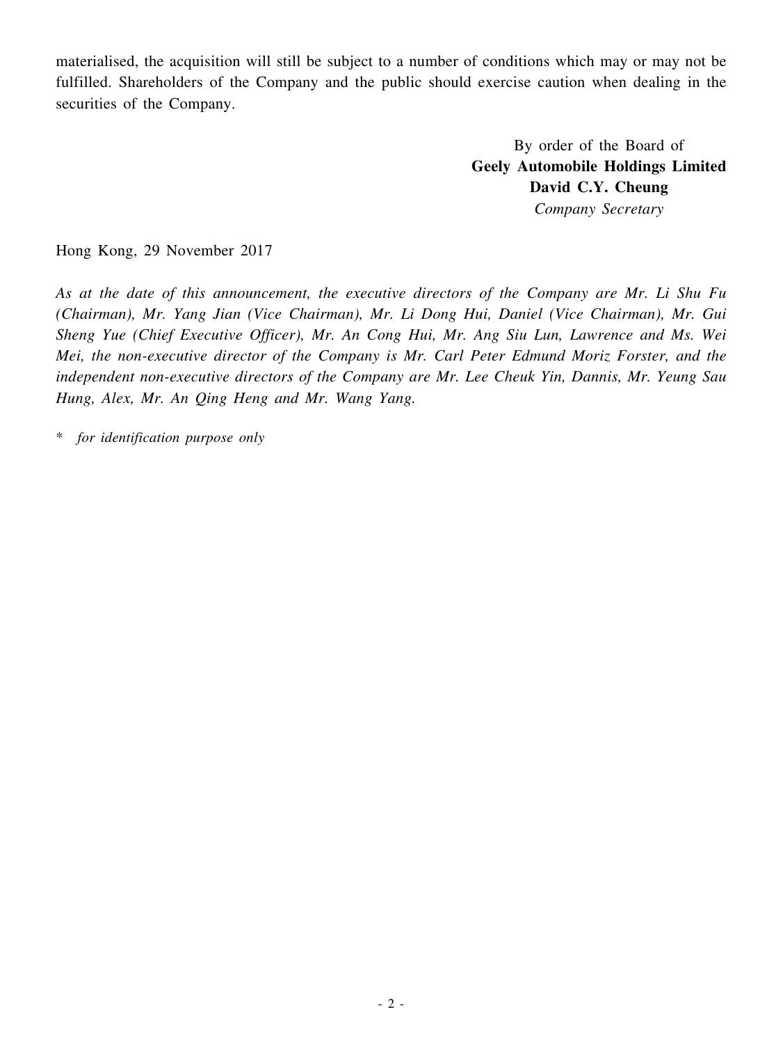materialised, the acquisition will still be subject to a number of conditions which may or may not be fulfilled. Shareholders of the Company and the public should exercise caution when dealing in the securities of the Company.

By order of the Board of
**Geely Automobile Holdings Limited**
**David C.Y. Cheung**
*Company Secretary*

Hong Kong, 29 November 2017

*As at the date of this announcement, the executive directors of the Company are Mr. Li Shu Fu (Chairman), Mr. Yang Jian (Vice Chairman), Mr. Li Dong Hui, Daniel (Vice Chairman), Mr. Gui Sheng Yue (Chief Executive Officer), Mr. An Cong Hui, Mr. Ang Siu Lun, Lawrence and Ms. Wei Mei, the non-executive director of the Company is Mr. Carl Peter Edmund Moriz Forster, and the independent non-executive directors of the Company are Mr. Lee Cheuk Yin, Dannis, Mr. Yeung Sau Hung, Alex, Mr. An Qing Heng and Mr. Wang Yang.*

\* *for identification purpose only*